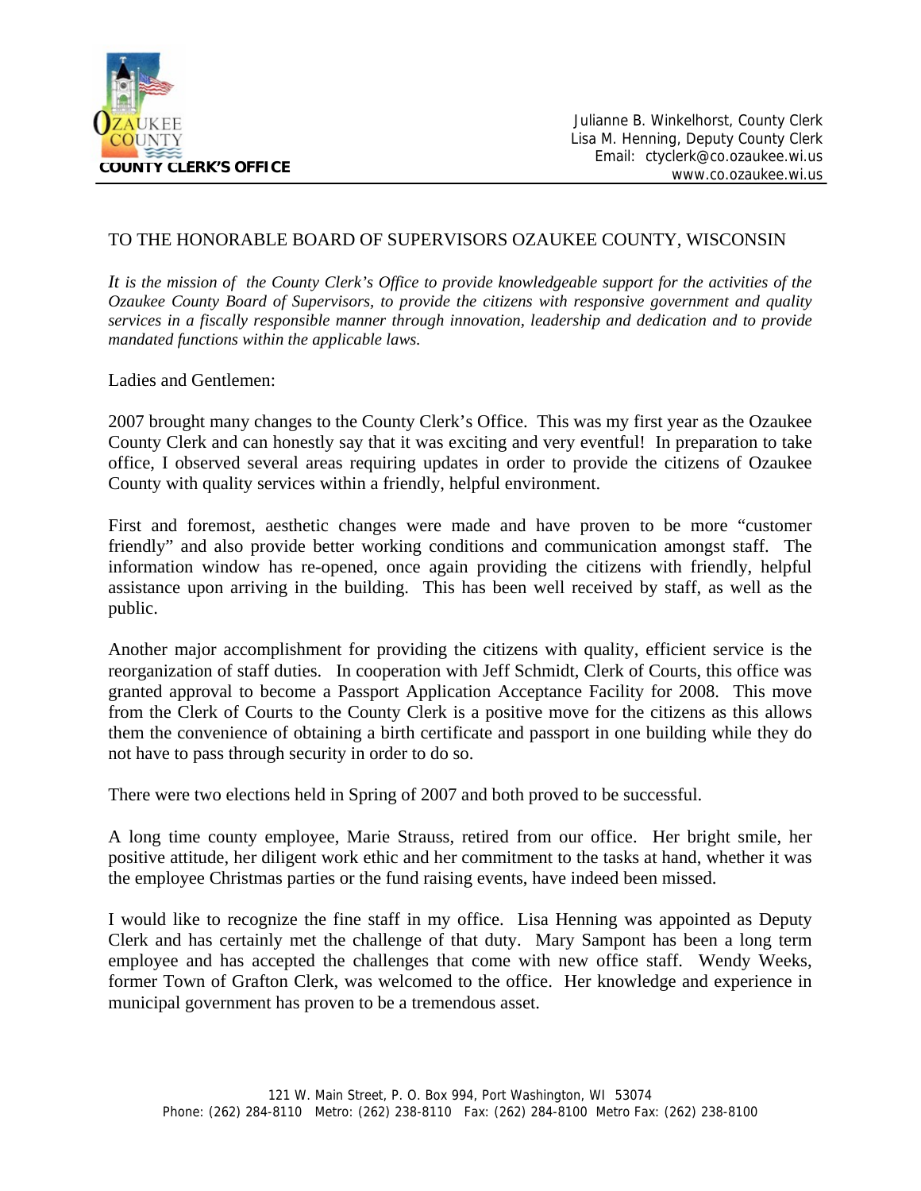**COUNTY CLERK'S OFFICE**

Julianne B. Winkelhorst, County Clerk
Lisa M. Henning, Deputy County Clerk
Email: ctyclerk@co.ozaukee.wi.us
www.co.ozaukee.wi.us

TO THE HONORABLE BOARD OF SUPERVISORS OZAUKEE COUNTY, WISCONSIN

*It is the mission of the County Clerk's Office to provide knowledgeable support for the activities of the Ozaukee County Board of Supervisors, to provide the citizens with responsive government and quality services in a fiscally responsible manner through innovation, leadership and dedication and to provide mandated functions within the applicable laws.*

Ladies and Gentlemen:

2007 brought many changes to the County Clerk's Office. This was my first year as the Ozaukee County Clerk and can honestly say that it was exciting and very eventful! In preparation to take office, I observed several areas requiring updates in order to provide the citizens of Ozaukee County with quality services within a friendly, helpful environment.

First and foremost, aesthetic changes were made and have proven to be more "customer friendly" and also provide better working conditions and communication amongst staff. The information window has re-opened, once again providing the citizens with friendly, helpful assistance upon arriving in the building. This has been well received by staff, as well as the public.

Another major accomplishment for providing the citizens with quality, efficient service is the reorganization of staff duties. In cooperation with Jeff Schmidt, Clerk of Courts, this office was granted approval to become a Passport Application Acceptance Facility for 2008. This move from the Clerk of Courts to the County Clerk is a positive move for the citizens as this allows them the convenience of obtaining a birth certificate and passport in one building while they do not have to pass through security in order to do so.

There were two elections held in Spring of 2007 and both proved to be successful.

A long time county employee, Marie Strauss, retired from our office. Her bright smile, her positive attitude, her diligent work ethic and her commitment to the tasks at hand, whether it was the employee Christmas parties or the fund raising events, have indeed been missed.

I would like to recognize the fine staff in my office. Lisa Henning was appointed as Deputy Clerk and has certainly met the challenge of that duty. Mary Sampont has been a long term employee and has accepted the challenges that come with new office staff. Wendy Weeks, former Town of Grafton Clerk, was welcomed to the office. Her knowledge and experience in municipal government has proven to be a tremendous asset.

121 W. Main Street, P. O. Box 994, Port Washington, WI 53074
Phone: (262) 284-8110 Metro: (262) 238-8110 Fax: (262) 284-8100 Metro Fax: (262) 238-8100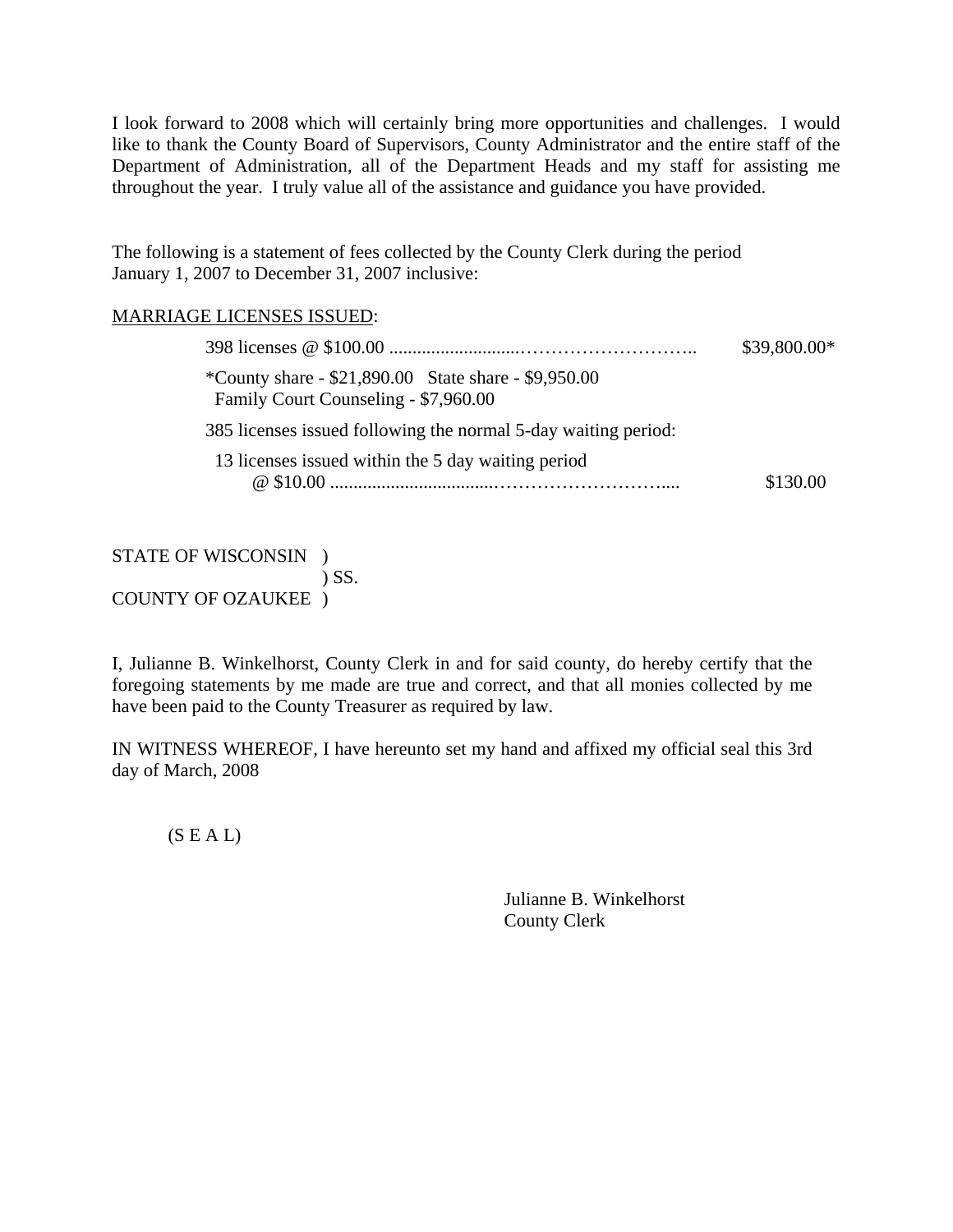I look forward to 2008 which will certainly bring more opportunities and challenges. I would like to thank the County Board of Supervisors, County Administrator and the entire staff of the Department of Administration, all of the Department Heads and my staff for assisting me throughout the year. I truly value all of the assistance and guidance you have provided.

The following is a statement of fees collected by the County Clerk during the period January 1, 2007 to December 31, 2007 inclusive:

<u>MARRIAGE LICENSES ISSUED</u>:

398 licenses @ $100.00 ........................................................ $39,800.00*

*County share - $21,890.00 State share - $9,950.00
Family Court Counseling - $7,960.00

385 licenses issued following the normal 5-day waiting period:

13 licenses issued within the 5 day waiting period
@ $10.00 ........................................................ $130.00

STATE OF WISCONSIN )
) SS.
COUNTY OF OZAUKEE )

I, Julianne B. Winkelhorst, County Clerk in and for said county, do hereby certify that the foregoing statements by me made are true and correct, and that all monies collected by me have been paid to the County Treasurer as required by law.

IN WITNESS WHEREOF, I have hereunto set my hand and affixed my official seal this 3rd day of March, 2008

(S E A L)

Julianne B. Winkelhorst
County Clerk